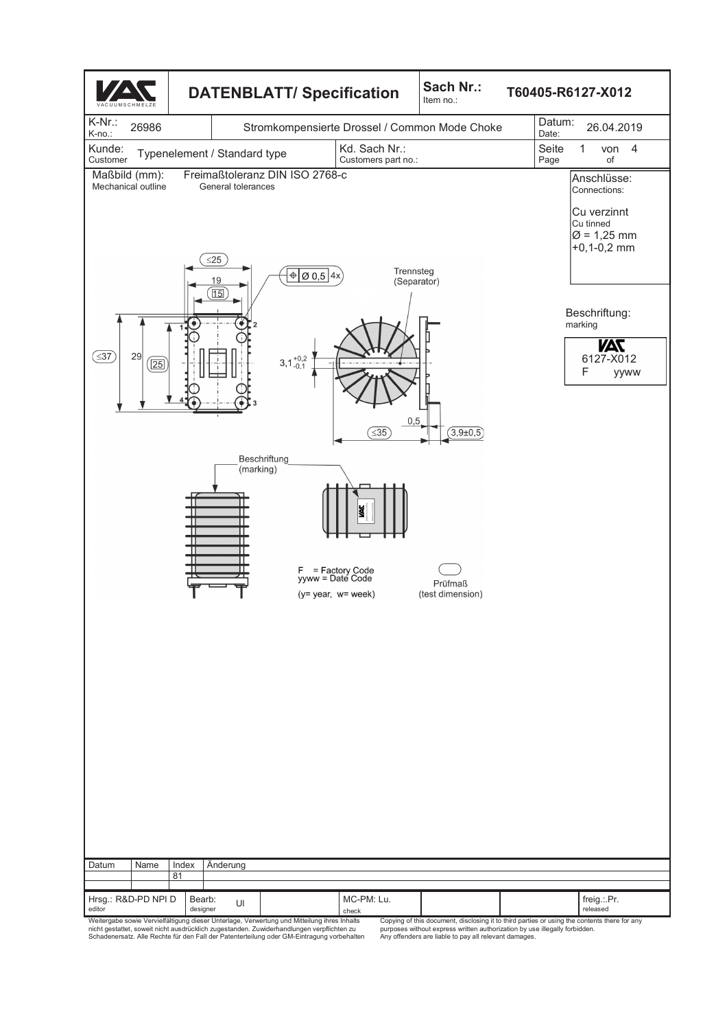# DATENBLATT/ Specification

| VACUUMSCHMELZE | DATENBLATT/ Specification | Sach Nr.: Item no.: | T60405-R6127-X012 |
|---|---|---|---|
| K-Nr.: K-no.: 26986 | Stromkompensierte Drossel / Common Mode Choke | Datum: Date: | 26.04.2019 |
| Kunde: Customer: Typenelement / Standard type | Kd. Sach Nr.: Customers part no.: | Seite Page | 1 von of 4 |

**Maßbild (mm):** Mechanical outline

**Freimaßtoleranz DIN ISO 2768-c** General tolerances

**Anschlüsse:** Connections:

Cu verzinnt
Cu tinned
Ø = 1,25 mm
+0,1-0,2 mm

**Beschriftung:** marking

VAC
6127-X012
F yyww

≤25
19
15
Ø 0,5 4x
Trennsteg (Separator)
≤37
29
25
$3,1^{+0,2}_{-0,1}$
≤35
0,5
3,9±0,5

Beschriftung (marking)

F = Factory Code
yyww = Date Code
(y= year, w= week)

Prüfmaß (test dimension)

| Datum | Name | Index | Änderung |
|---|---|---|---|
| | | 81 | |

| Hrsg.: R&D-PD NPI D editor | Bearb: designer UI | MC-PM: Lu. check | freig.:.Pr. released |
|---|---|---|---|

Weitergabe sowie Vervielfältigung dieser Unterlage, Verwertung und Mitteilung ihres Inhalts nicht gestattet, soweit nicht ausdrücklich zugestanden. Zuwiderhandlungen verpflichten zu Schadenersatz. Alle Rechte für den Fall der Patenterteilung oder GM-Eintragung vorbehalten

Copying of this document, disclosing it to third parties or using the contents there for any purposes without express written authorization by use illegally forbidden. Any offenders are liable to pay all relevant damages.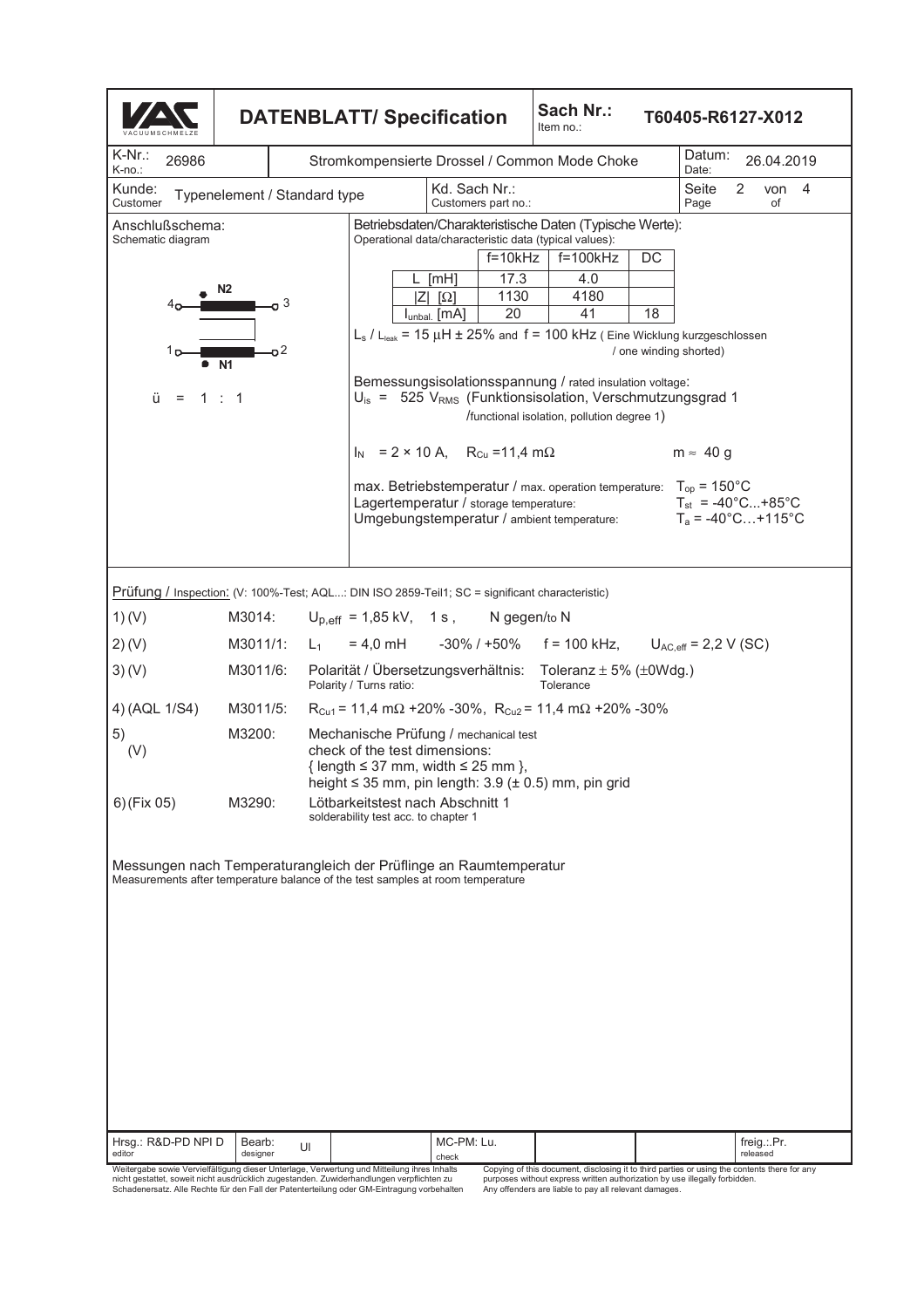| VACUUMSCHMELZE | **DATENBLATT/ Specification** | Sach Nr.: Item no.: | T60405-R6127-X012 |
|---|---|---|---|
| K-Nr.: K-no.: 26986 | Stromkompensierte Drossel / Common Mode Choke | Datum: Date: | 26.04.2019 |
| Kunde: Customer: Typenelement / Standard type | Kd. Sach Nr.: Customers part no.: | | |

**Anschlußschema:**
Schematic diagram

N2: 4 – 3
N1: 1 – 2

ü = 1 : 1

**Betriebsdaten/Charakteristische Daten (Typische Werte):**
Operational data/characteristic data (typical values):

| | f=10kHz | f=100kHz | DC |
|---|---|---|---|
| L [mH] | 17.3 | 4.0 | |
| \|Z\| [Ω] | 1130 | 4180 | |
| $I_{unbal.}$ [mA] | 20 | 41 | 18 |

$L_s$ / $L_{leak}$ = 15 µH ± 25% and f = 100 kHz ( Eine Wicklung kurzgeschlossen / one winding shorted)

Bemessungsisolationsspannung / rated insulation voltage:
$U_{is}$ = 525 $V_{RMS}$ (Funktionsisolation, Verschmutzungsgrad 1 /functional isolation, pollution degree 1)

$I_N$ = 2 × 10 A, $R_{Cu}$ =11,4 mΩ  m ≈ 40 g

max. Betriebstemperatur / max. operation temperature: $T_{op}$ = 150°C
Lagertemperatur / storage temperature: $T_{st}$ = -40°C...+85°C
Umgebungstemperatur / ambient temperature: $T_a$ = -40°C…+115°C

**Prüfung** / Inspection: (V: 100%-Test; AQL...: DIN ISO 2859-Teil1; SC = significant characteristic)

| | | |
|---|---|---|
| 1) (V) | M3014: | $U_{p,eff}$ = 1,85 kV, 1 s , N gegen/to N |
| 2) (V) | M3011/1: | $L_1$ = 4,0 mH -30% / +50% f = 100 kHz, $U_{AC,eff}$ = 2,2 V (SC) |
| 3) (V) | M3011/6: | Polarität / Übersetzungsverhältnis: Polarity / Turns ratio: Toleranz ± 5% (±0Wdg.) Tolerance |
| 4) (AQL 1/S4) | M3011/5: | $R_{Cu1}$ = 11,4 mΩ +20% -30%, $R_{Cu2}$ = 11,4 mΩ +20% -30% |
| 5) (V) | M3200: | Mechanische Prüfung / mechanical test check of the test dimensions: { length ≤ 37 mm, width ≤ 25 mm }, height ≤ 35 mm, pin length: 3.9 (± 0.5) mm, pin grid |
| 6) (Fix 05) | M3290: | Lötbarkeitstest nach Abschnitt 1 solderability test acc. to chapter 1 |

Messungen nach Temperaturangleich der Prüflinge an Raumtemperatur
Measurements after temperature balance of the test samples at room temperature

| Hrsg.: R&D-PD NPI D editor | Bearb: designer UI | MC-PM: Lu. check | freig.:.Pr. released |
|---|---|---|---|

Weitergabe sowie Vervielfältigung dieser Unterlage, Verwertung und Mitteilung ihres Inhalts nicht gestattet, soweit nicht ausdrücklich zugestanden. Zuwiderhandlungen verpflichten zu Schadenersatz. Alle Rechte für den Fall der Patenterteilung oder GM-Eintragung vorbehalten

Copying of this document, disclosing it to third parties or using the contents there for any purposes without express written authorization by use illegally forbidden. Any offenders are liable to pay all relevant damages.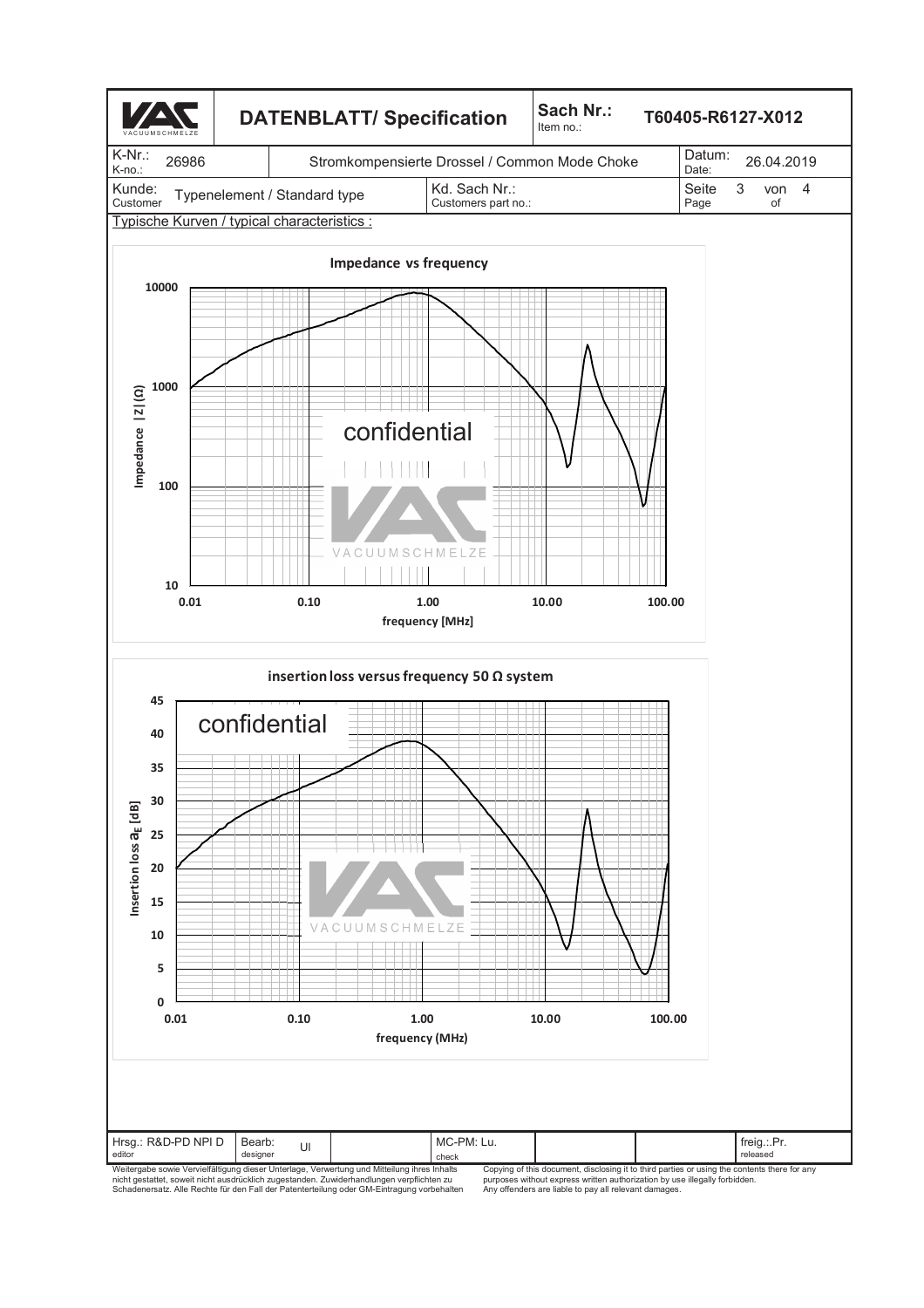| DATENBLATT/ Specification | Sach Nr.: Item no.: | T60405-R6127-X012 |
|---|---|---|

| K-Nr.: K-no.: 26986 | Stromkompensierte Drossel / Common Mode Choke | Datum: Date: 26.04.2019 |
|---|---|---|
| Kunde: Customer Typenelement / Standard type | Kd. Sach Nr.: Customers part no.: | Seite Page 3 von of 4 |

Typische Kurven / typical characteristics :

**Impedance vs frequency**

confidential

Impedance |Z| (Ω): 10, 100, 1000, 10000

frequency [MHz]: 0.01, 0.10, 1.00, 10.00, 100.00

**insertion loss versus frequency 50 Ω system**

confidential

Insertion loss $a_E$ [dB]: 0, 5, 10, 15, 20, 25, 30, 35, 40, 45

frequency (MHz): 0.01, 0.10, 1.00, 10.00, 100.00

| Hrsg.: R&D-PD NPI D editor | Bearb: designer Ul | | MC-PM: Lu. check | | | freig.:.Pr. released |
|---|---|---|---|---|---|---|

Weitergabe sowie Vervielfältigung dieser Unterlage, Verwertung und Mitteilung ihres Inhalts nicht gestattet, soweit nicht ausdrücklich zugestanden. Zuwiderhandlungen verpflichten zu Schadenersatz. Alle Rechte für den Fall der Patenterteilung oder GM-Eintragung vorbehalten

Copying of this document, disclosing it to third parties or using the contents there for any purposes without express written authorization by use illegally forbidden. Any offenders are liable to pay all relevant damages.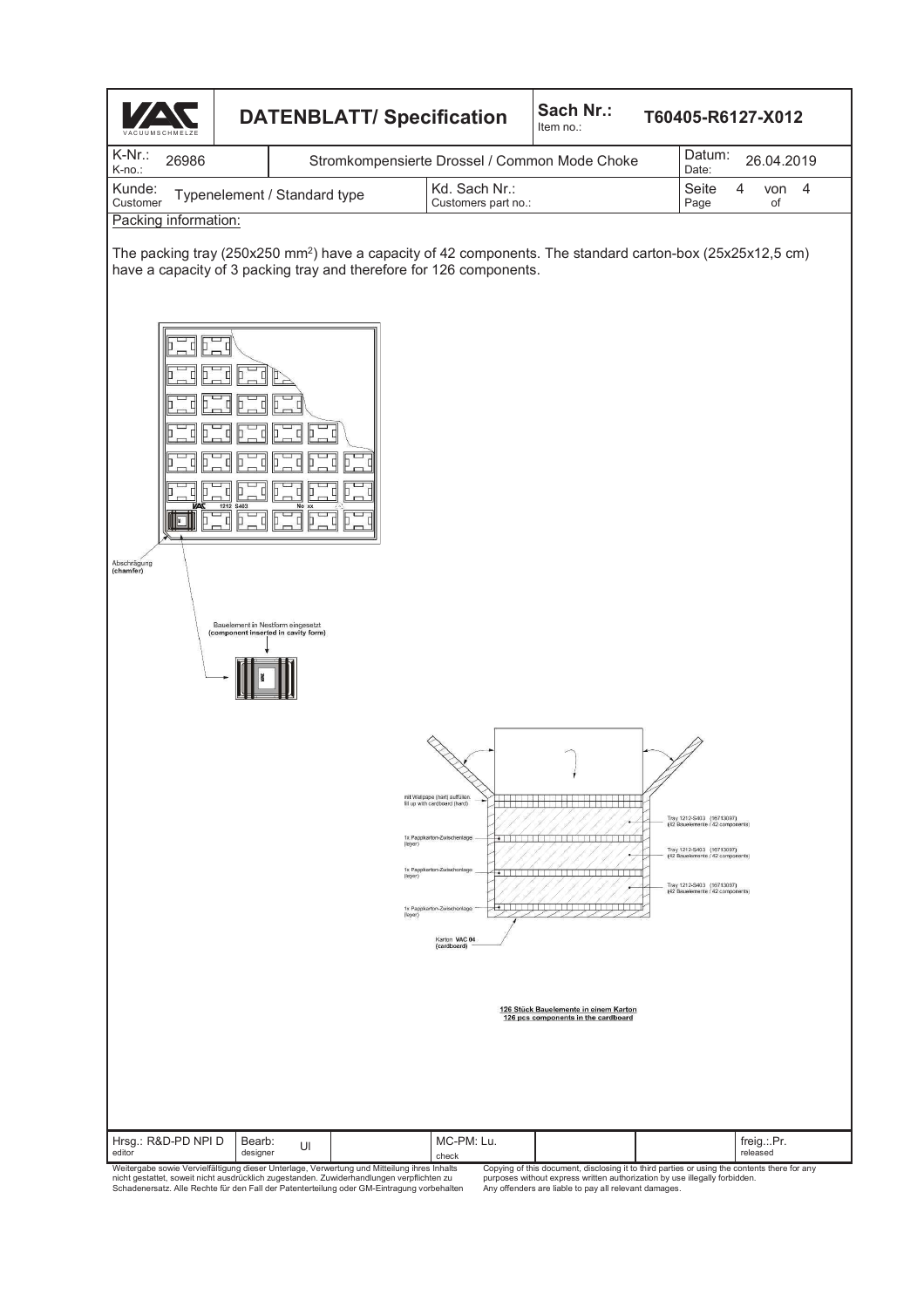| | | | |
|---|---|---|---|
| VAC VACUUMSCHMELZE | **DATENBLATT/ Specification** | **Sach Nr.:** Item no.: | **T60405-R6127-X012** |
| K-Nr.: K-no.: 26986 | Stromkompensierte Drossel / Common Mode Choke | | Datum: Date: 26.04.2019 |
| Kunde: Customer Typenelement / Standard type | Kd. Sach Nr.: Customers part no.: | | Seite Page 4 von of 4 |

Packing information:

The packing tray (250x250 mm$^2$) have a capacity of 42 components. The standard carton-box (25x25x12,5 cm) have a capacity of 3 packing tray and therefore for 126 components.

VAC 1212 S403 No xx

Abschrägung
(chamfer)

Bauelement in Nestform eingesetzt
(component inserted in cavity form)

mit Wellpape (hart) auffüllen.
fill up with cardboard (hard)

1x Pappkarton-Zwischenlage
(layer)

1x Pappkarton-Zwischenlage
(layer)

1x Pappkarton-Zwischenlage
(layer)

Karton VAC 04
(cardboard)

Tray 1212-S403 (16713097)
(42 Bauelemente / 42 components)

Tray 1212-S403 (16713097)
(42 Bauelemente / 42 components)

Tray 1212-S403 (16713097)
(42 Bauelemente / 42 components)

126 Stück Bauelemente in einem Karton
126 pcs components in the cardboard

| | | | |
|---|---|---|---|
| Hrsg.: R&D-PD NPI D editor | Bearb: designer UI | MC-PM: Lu. check | freig.:.Pr. released |

Weitergabe sowie Vervielfältigung dieser Unterlage, Verwertung und Mitteilung ihres Inhalts nicht gestattet, soweit nicht ausdrücklich zugestanden. Zuwiderhandlungen verpflichten zu Schadenersatz. Alle Rechte für den Fall der Patenterteilung oder GM-Eintragung vorbehalten

Copying of this document, disclosing it to third parties or using the contents there for any purposes without express written authorization by use illegally forbidden. Any offenders are liable to pay all relevant damages.